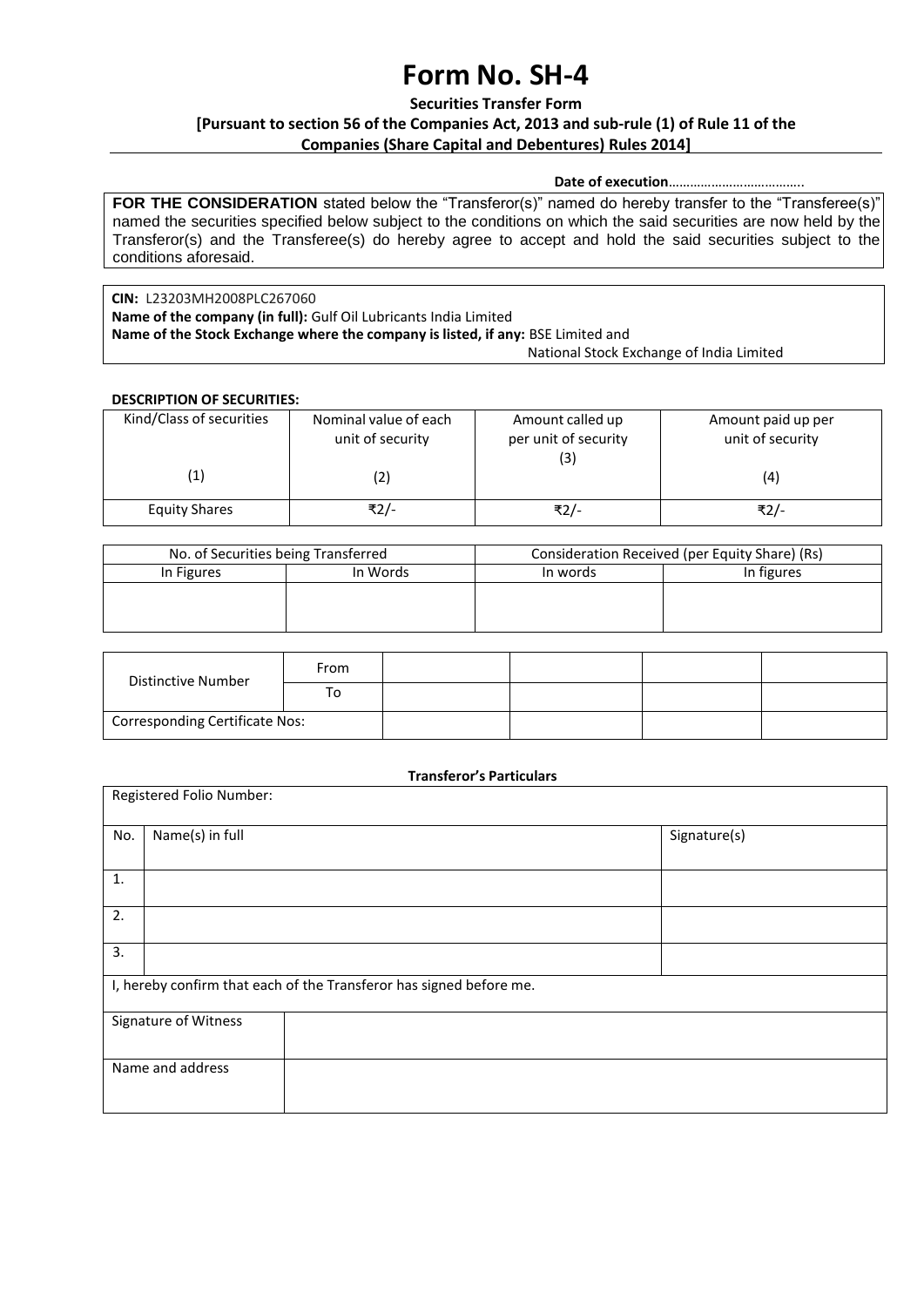# Form No. SH-4

**Securities Transfer Form**

**[Pursuant to section 56 of the Companies Act, 2013 and sub-rule (1) of Rule 11 of the Companies (Share Capital and Debentures) Rules 2014]**

**Date of execution**………………………………..

**FOR THE CONSIDERATION** stated below the "Transferor(s)" named do hereby transfer to the "Transferee(s)" named the securities specified below subject to the conditions on which the said securities are now held by the Transferor(s) and the Transferee(s) do hereby agree to accept and hold the said securities subject to the conditions aforesaid.

**CIN:** L23203MH2008PLC267060
**Name of the company (in full):** Gulf Oil Lubricants India Limited
**Name of the Stock Exchange where the company is listed, if any:** BSE Limited and National Stock Exchange of India Limited

**DESCRIPTION OF SECURITIES:**

| Kind/Class of securities (1) | Nominal value of each unit of security (2) | Amount called up per unit of security (3) | Amount paid up per unit of security (4) |
|---|---|---|---|
| Equity Shares | ₹2/- | ₹2/- | ₹2/- |

| No. of Securities being Transferred | | Consideration Received (per Equity Share) (Rs) | |
|---|---|---|---|
| In Figures | In Words | In words | In figures |
| | | | |

| Distinctive Number | | | | | |
|---|---|---|---|---|---|
| | From | | | | |
| | To | | | | |
| Corresponding Certificate Nos: | | | | | |

**Transferor's Particulars**

| Registered Folio Number: | | |
|---|---|---|
| No. | Name(s) in full | Signature(s) |
| 1. | | |
| 2. | | |
| 3. | | |

I, hereby confirm that each of the Transferor has signed before me.

| Signature of Witness | |
|---|---|
| Name and address | |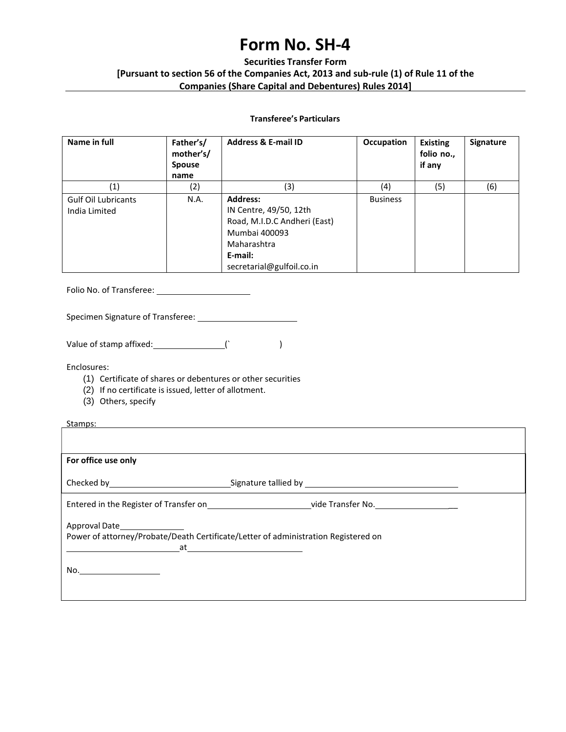# Form No. SH-4

**Securities Transfer Form**

**[Pursuant to section 56 of the Companies Act, 2013 and sub-rule (1) of Rule 11 of the Companies (Share Capital and Debentures) Rules 2014]**

**Transferee's Particulars**

| Name in full | Father's/ mother's/ Spouse name | Address & E-mail ID | Occupation | Existing folio no., if any | Signature |
|---|---|---|---|---|---|
| (1) | (2) | (3) | (4) | (5) | (6) |
| Gulf Oil Lubricants India Limited | N.A. | **Address:** IN Centre, 49/50, 12th Road, M.I.D.C Andheri (East) Mumbai 400093 Maharashtra **E-mail:** secretarial@gulfoil.co.in | Business | | |

Folio No. of Transferee: ____________________

Specimen Signature of Transferee: ______________________

Value of stamp affixed: _______________(`                )

Enclosures:

(1) Certificate of shares or debentures or other securities
(2) If no certificate is issued, letter of allotment.
(3) Others, specify

Stamps:

**For office use only**

Checked by ___________________________ Signature tallied by ___________________________________

Entered in the Register of Transfer on _______________________ vide Transfer No. __________________

Approval Date ______________

Power of attorney/Probate/Death Certificate/Letter of administration Registered on _________________________ at __________________________

No. __________________